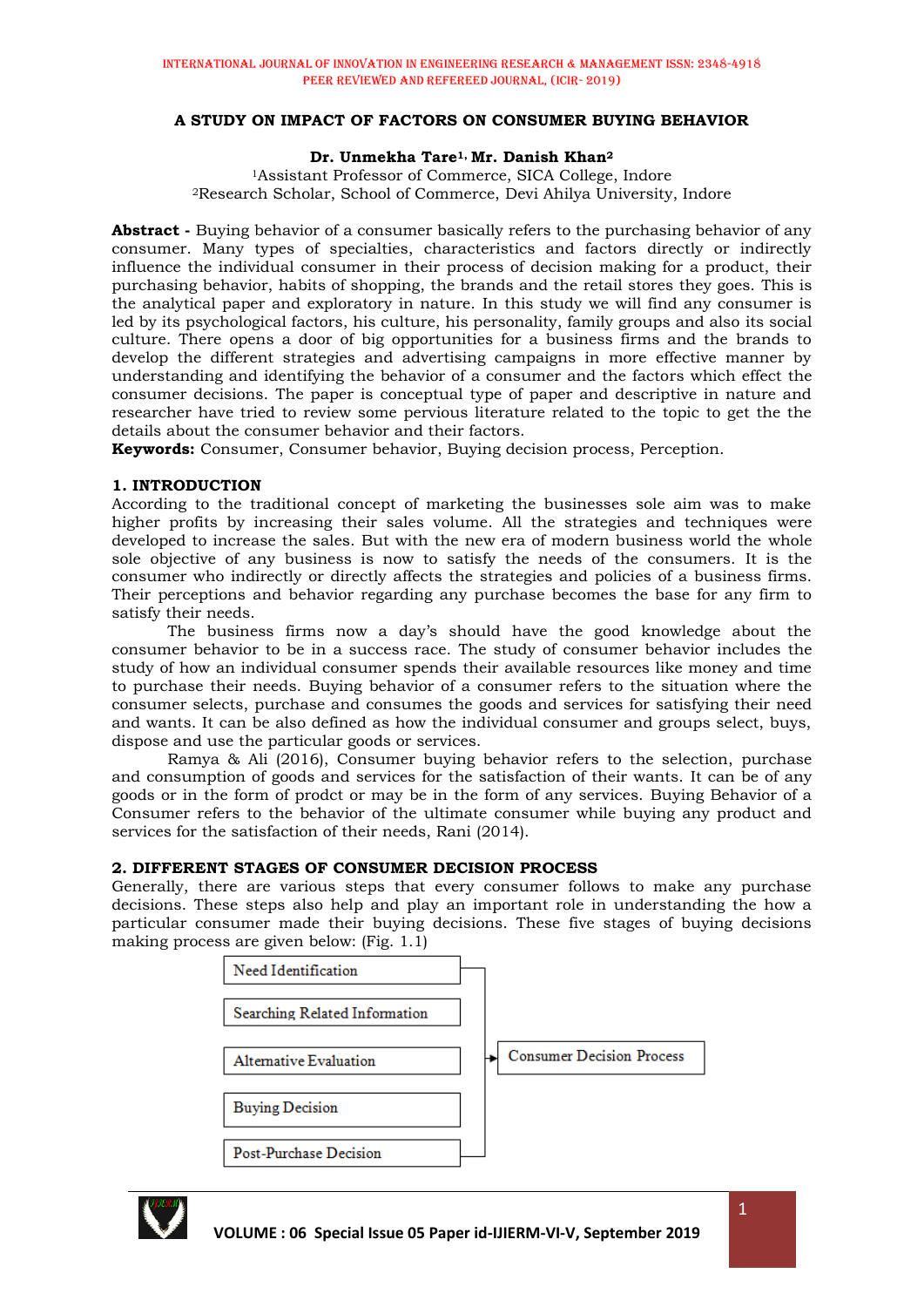# A STUDY ON IMPACT OF FACTORS ON CONSUMER BUYING BEHAVIOR

**Dr. Unmekha Tare[1], Mr. Danish Khan[2]**

[1]Assistant Professor of Commerce, SICA College, Indore

[2]Research Scholar, School of Commerce, Devi Ahilya University, Indore

**Abstract -** Buying behavior of a consumer basically refers to the purchasing behavior of any consumer. Many types of specialties, characteristics and factors directly or indirectly influence the individual consumer in their process of decision making for a product, their purchasing behavior, habits of shopping, the brands and the retail stores they goes. This is the analytical paper and exploratory in nature. In this study we will find any consumer is led by its psychological factors, his culture, his personality, family groups and also its social culture. There opens a door of big opportunities for a business firms and the brands to develop the different strategies and advertising campaigns in more effective manner by understanding and identifying the behavior of a consumer and the factors which effect the consumer decisions. The paper is conceptual type of paper and descriptive in nature and researcher have tried to review some pervious literature related to the topic to get the the details about the consumer behavior and their factors.

**Keywords:** Consumer, Consumer behavior, Buying decision process, Perception.

## 1. INTRODUCTION

According to the traditional concept of marketing the businesses sole aim was to make higher profits by increasing their sales volume. All the strategies and techniques were developed to increase the sales. But with the new era of modern business world the whole sole objective of any business is now to satisfy the needs of the consumers. It is the consumer who indirectly or directly affects the strategies and policies of a business firms. Their perceptions and behavior regarding any purchase becomes the base for any firm to satisfy their needs.

The business firms now a day's should have the good knowledge about the consumer behavior to be in a success race. The study of consumer behavior includes the study of how an individual consumer spends their available resources like money and time to purchase their needs. Buying behavior of a consumer refers to the situation where the consumer selects, purchase and consumes the goods and services for satisfying their need and wants. It can be also defined as how the individual consumer and groups select, buys, dispose and use the particular goods or services.

Ramya & Ali (2016), Consumer buying behavior refers to the selection, purchase and consumption of goods and services for the satisfaction of their wants. It can be of any goods or in the form of prodct or may be in the form of any services. Buying Behavior of a Consumer refers to the behavior of the ultimate consumer while buying any product and services for the satisfaction of their needs, Rani (2014).

## 2. DIFFERENT STAGES OF CONSUMER DECISION PROCESS

Generally, there are various steps that every consumer follows to make any purchase decisions. These steps also help and play an important role in understanding the how a particular consumer made their buying decisions. These five stages of buying decisions making process are given below: (Fig. 1.1)

- Need Identification
- Searching Related Information
- Alternative Evaluation
- Buying Decision
- Post-Purchase Decision

→ Consumer Decision Process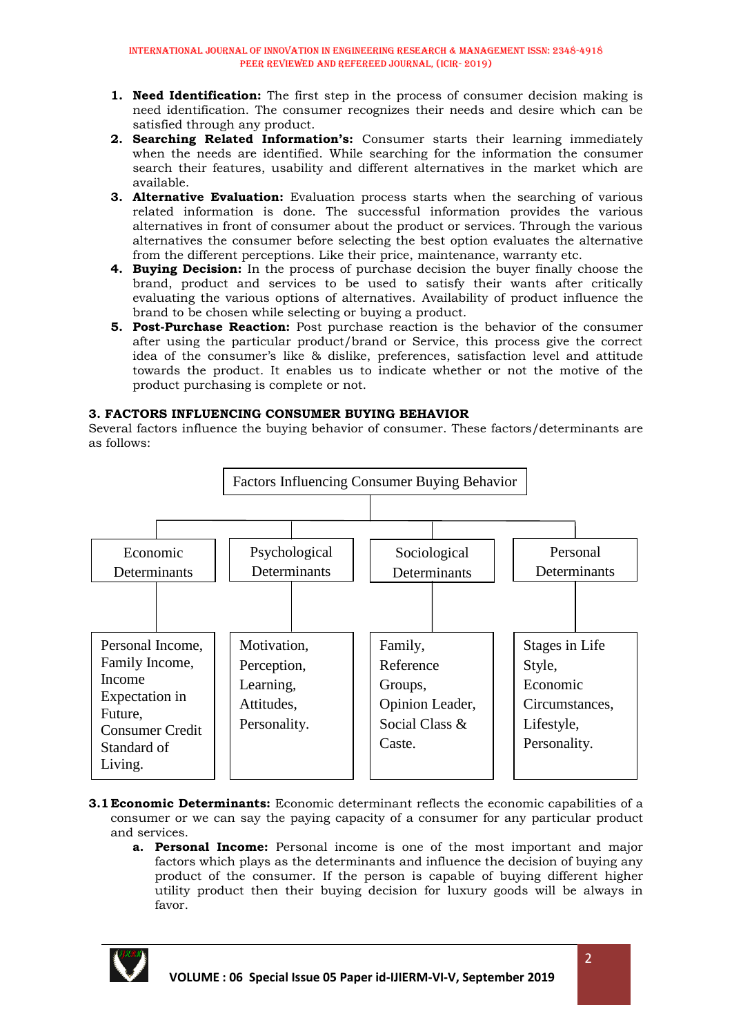1. **Need Identification:** The first step in the process of consumer decision making is need identification. The consumer recognizes their needs and desire which can be satisfied through any product.
2. **Searching Related Information's:** Consumer starts their learning immediately when the needs are identified. While searching for the information the consumer search their features, usability and different alternatives in the market which are available.
3. **Alternative Evaluation:** Evaluation process starts when the searching of various related information is done. The successful information provides the various alternatives in front of consumer about the product or services. Through the various alternatives the consumer before selecting the best option evaluates the alternative from the different perceptions. Like their price, maintenance, warranty etc.
4. **Buying Decision:** In the process of purchase decision the buyer finally choose the brand, product and services to be used to satisfy their wants after critically evaluating the various options of alternatives. Availability of product influence the brand to be chosen while selecting or buying a product.
5. **Post-Purchase Reaction:** Post purchase reaction is the behavior of the consumer after using the particular product/brand or Service, this process give the correct idea of the consumer's like & dislike, preferences, satisfaction level and attitude towards the product. It enables us to indicate whether or not the motive of the product purchasing is complete or not.

### 3. FACTORS INFLUENCING CONSUMER BUYING BEHAVIOR

Several factors influence the buying behavior of consumer. These factors/determinants are as follows:

Factors Influencing Consumer Buying Behavior

| Economic Determinants | Psychological Determinants | Sociological Determinants | Personal Determinants |
|---|---|---|---|
| Personal Income, Family Income, Income Expectation in Future, Consumer Credit Standard of Living. | Motivation, Perception, Learning, Attitudes, Personality. | Family, Reference Groups, Opinion Leader, Social Class & Caste. | Stages in Life Style, Economic Circumstances, Lifestyle, Personality. |

**3.1 Economic Determinants:** Economic determinant reflects the economic capabilities of a consumer or we can say the paying capacity of a consumer for any particular product and services.

a. **Personal Income:** Personal income is one of the most important and major factors which plays as the determinants and influence the decision of buying any product of the consumer. If the person is capable of buying different higher utility product then their buying decision for luxury goods will be always in favor.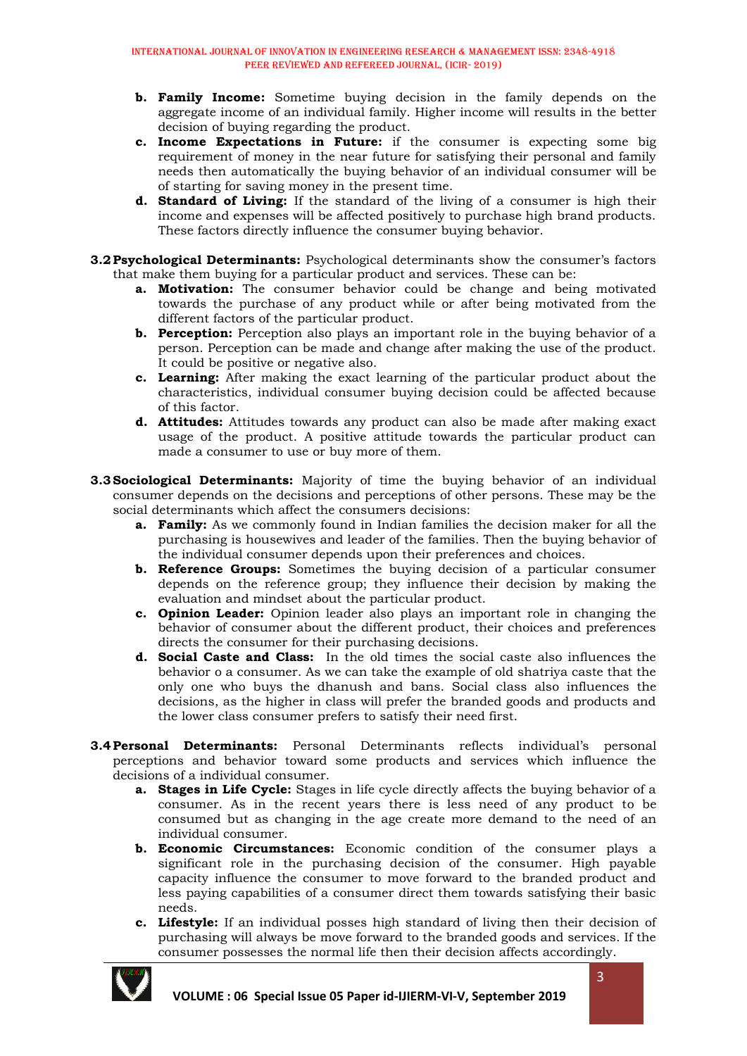b. **Family Income:** Sometime buying decision in the family depends on the aggregate income of an individual family. Higher income will results in the better decision of buying regarding the product.
c. **Income Expectations in Future:** if the consumer is expecting some big requirement of money in the near future for satisfying their personal and family needs then automatically the buying behavior of an individual consumer will be of starting for saving money in the present time.
d. **Standard of Living:** If the standard of the living of a consumer is high their income and expenses will be affected positively to purchase high brand products. These factors directly influence the consumer buying behavior.

**3.2 Psychological Determinants:** Psychological determinants show the consumer's factors that make them buying for a particular product and services. These can be:

a. **Motivation:** The consumer behavior could be change and being motivated towards the purchase of any product while or after being motivated from the different factors of the particular product.
b. **Perception:** Perception also plays an important role in the buying behavior of a person. Perception can be made and change after making the use of the product. It could be positive or negative also.
c. **Learning:** After making the exact learning of the particular product about the characteristics, individual consumer buying decision could be affected because of this factor.
d. **Attitudes:** Attitudes towards any product can also be made after making exact usage of the product. A positive attitude towards the particular product can made a consumer to use or buy more of them.

**3.3 Sociological Determinants:** Majority of time the buying behavior of an individual consumer depends on the decisions and perceptions of other persons. These may be the social determinants which affect the consumers decisions:

a. **Family:** As we commonly found in Indian families the decision maker for all the purchasing is housewives and leader of the families. Then the buying behavior of the individual consumer depends upon their preferences and choices.
b. **Reference Groups:** Sometimes the buying decision of a particular consumer depends on the reference group; they influence their decision by making the evaluation and mindset about the particular product.
c. **Opinion Leader:** Opinion leader also plays an important role in changing the behavior of consumer about the different product, their choices and preferences directs the consumer for their purchasing decisions.
d. **Social Caste and Class:** In the old times the social caste also influences the behavior o a consumer. As we can take the example of old shatriya caste that the only one who buys the dhanush and bans. Social class also influences the decisions, as the higher in class will prefer the branded goods and products and the lower class consumer prefers to satisfy their need first.

**3.4 Personal Determinants:** Personal Determinants reflects individual's personal perceptions and behavior toward some products and services which influence the decisions of a individual consumer.

a. **Stages in Life Cycle:** Stages in life cycle directly affects the buying behavior of a consumer. As in the recent years there is less need of any product to be consumed but as changing in the age create more demand to the need of an individual consumer.
b. **Economic Circumstances:** Economic condition of the consumer plays a significant role in the purchasing decision of the consumer. High payable capacity influence the consumer to move forward to the branded product and less paying capabilities of a consumer direct them towards satisfying their basic needs.
c. **Lifestyle:** If an individual posses high standard of living then their decision of purchasing will always be move forward to the branded goods and services. If the consumer possesses the normal life then their decision affects accordingly.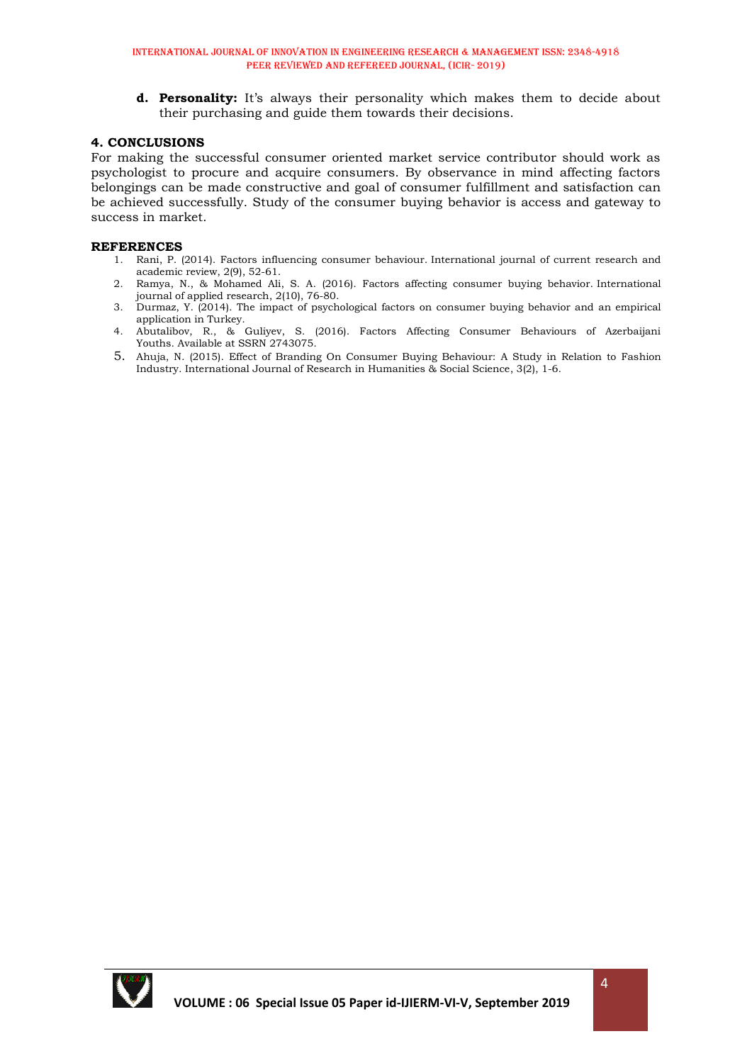d. **Personality:** It's always their personality which makes them to decide about their purchasing and guide them towards their decisions.

## 4. CONCLUSIONS

For making the successful consumer oriented market service contributor should work as psychologist to procure and acquire consumers. By observance in mind affecting factors belongings can be made constructive and goal of consumer fulfillment and satisfaction can be achieved successfully. Study of the consumer buying behavior is access and gateway to success in market.

## REFERENCES

1. Rani, P. (2014). Factors influencing consumer behaviour. International journal of current research and academic review, 2(9), 52-61.
2. Ramya, N., & Mohamed Ali, S. A. (2016). Factors affecting consumer buying behavior. International journal of applied research, 2(10), 76-80.
3. Durmaz, Y. (2014). The impact of psychological factors on consumer buying behavior and an empirical application in Turkey.
4. Abutalibov, R., & Guliyev, S. (2016). Factors Affecting Consumer Behaviours of Azerbaijani Youths. Available at SSRN 2743075.
5. Ahuja, N. (2015). Effect of Branding On Consumer Buying Behaviour: A Study in Relation to Fashion Industry. International Journal of Research in Humanities & Social Science, 3(2), 1-6.